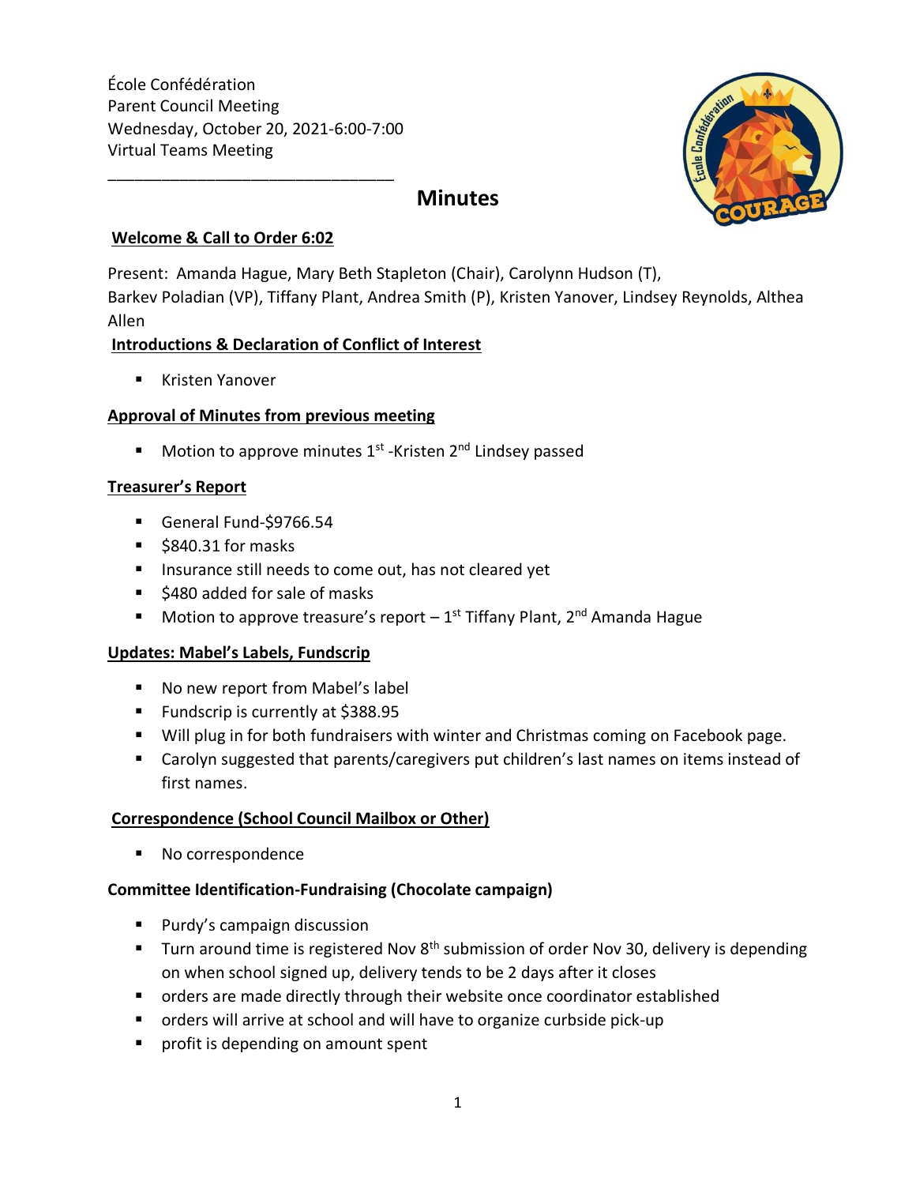École Confédération
Parent Council Meeting
Wednesday, October 20, 2021-6:00-7:00
Virtual Teams Meeting

---

# Minutes

**Welcome & Call to Order 6:02**

Present: Amanda Hague, Mary Beth Stapleton (Chair), Carolynn Hudson (T), Barkev Poladian (VP), Tiffany Plant, Andrea Smith (P), Kristen Yanover, Lindsey Reynolds, Althea Allen

**Introductions & Declaration of Conflict of Interest**

- Kristen Yanover

**Approval of Minutes from previous meeting**

- Motion to approve minutes 1st -Kristen 2nd Lindsey passed

**Treasurer's Report**

- General Fund-$9766.54
- $840.31 for masks
- Insurance still needs to come out, has not cleared yet
- $480 added for sale of masks
- Motion to approve treasure's report – 1st Tiffany Plant, 2nd Amanda Hague

**Updates: Mabel's Labels, Fundscrip**

- No new report from Mabel's label
- Fundscrip is currently at $388.95
- Will plug in for both fundraisers with winter and Christmas coming on Facebook page.
- Carolyn suggested that parents/caregivers put children's last names on items instead of first names.

**Correspondence (School Council Mailbox or Other)**

- No correspondence

**Committee Identification-Fundraising (Chocolate campaign)**

- Purdy's campaign discussion
- Turn around time is registered Nov 8th submission of order Nov 30, delivery is depending on when school signed up, delivery tends to be 2 days after it closes
- orders are made directly through their website once coordinator established
- orders will arrive at school and will have to organize curbside pick-up
- profit is depending on amount spent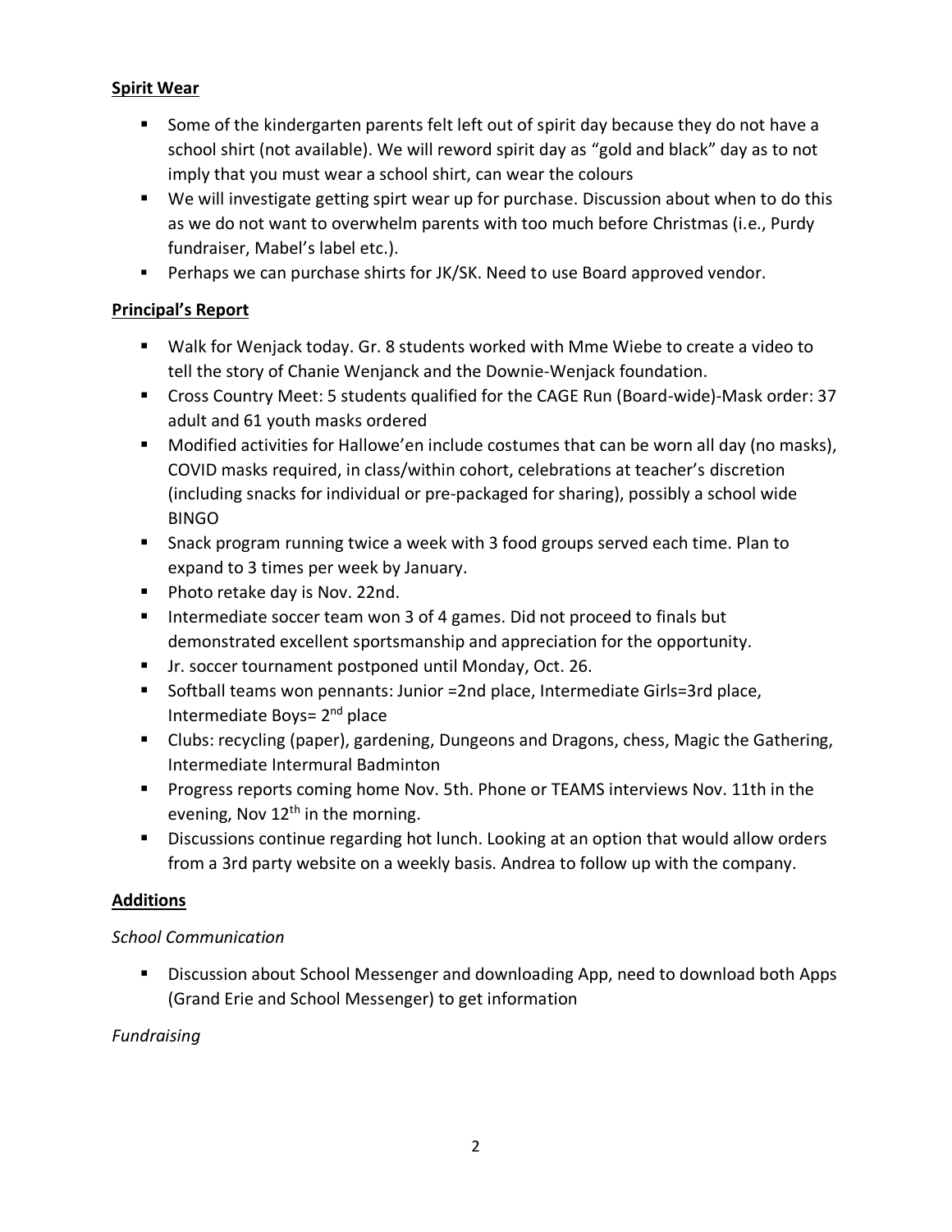**Spirit Wear**

- Some of the kindergarten parents felt left out of spirit day because they do not have a school shirt (not available). We will reword spirit day as "gold and black" day as to not imply that you must wear a school shirt, can wear the colours
- We will investigate getting spirt wear up for purchase. Discussion about when to do this as we do not want to overwhelm parents with too much before Christmas (i.e., Purdy fundraiser, Mabel's label etc.).
- Perhaps we can purchase shirts for JK/SK. Need to use Board approved vendor.

**Principal's Report**

- Walk for Wenjack today. Gr. 8 students worked with Mme Wiebe to create a video to tell the story of Chanie Wenjanck and the Downie-Wenjack foundation.
- Cross Country Meet: 5 students qualified for the CAGE Run (Board-wide)-Mask order: 37 adult and 61 youth masks ordered
- Modified activities for Hallowe'en include costumes that can be worn all day (no masks), COVID masks required, in class/within cohort, celebrations at teacher's discretion (including snacks for individual or pre-packaged for sharing), possibly a school wide BINGO
- Snack program running twice a week with 3 food groups served each time. Plan to expand to 3 times per week by January.
- Photo retake day is Nov. 22nd.
- Intermediate soccer team won 3 of 4 games. Did not proceed to finals but demonstrated excellent sportsmanship and appreciation for the opportunity.
- Jr. soccer tournament postponed until Monday, Oct. 26.
- Softball teams won pennants: Junior =2nd place, Intermediate Girls=3rd place, Intermediate Boys= 2nd place
- Clubs: recycling (paper), gardening, Dungeons and Dragons, chess, Magic the Gathering, Intermediate Intermural Badminton
- Progress reports coming home Nov. 5th. Phone or TEAMS interviews Nov. 11th in the evening, Nov 12th in the morning.
- Discussions continue regarding hot lunch. Looking at an option that would allow orders from a 3rd party website on a weekly basis. Andrea to follow up with the company.

**Additions**

*School Communication*

- Discussion about School Messenger and downloading App, need to download both Apps (Grand Erie and School Messenger) to get information

*Fundraising*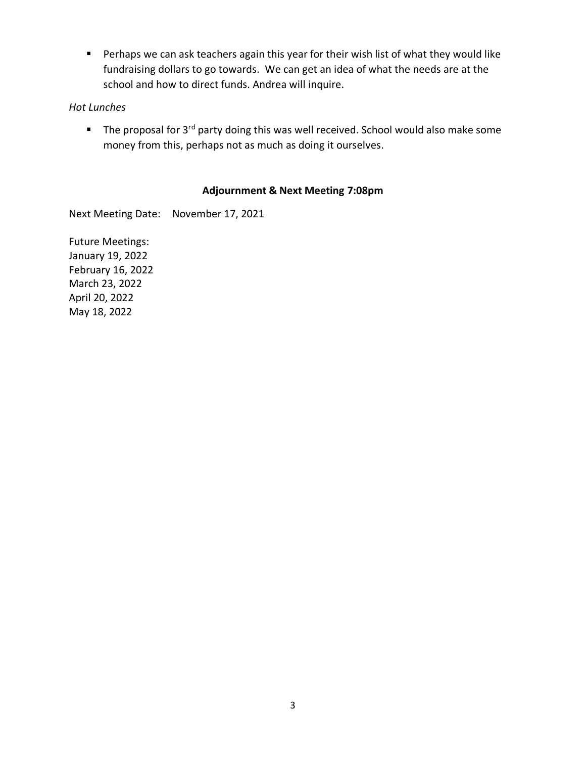- Perhaps we can ask teachers again this year for their wish list of what they would like fundraising dollars to go towards. We can get an idea of what the needs are at the school and how to direct funds. Andrea will inquire.

*Hot Lunches*

- The proposal for 3rd party doing this was well received. School would also make some money from this, perhaps not as much as doing it ourselves.

**Adjournment & Next Meeting 7:08pm**

Next Meeting Date: November 17, 2021

Future Meetings:
January 19, 2022
February 16, 2022
March 23, 2022
April 20, 2022
May 18, 2022